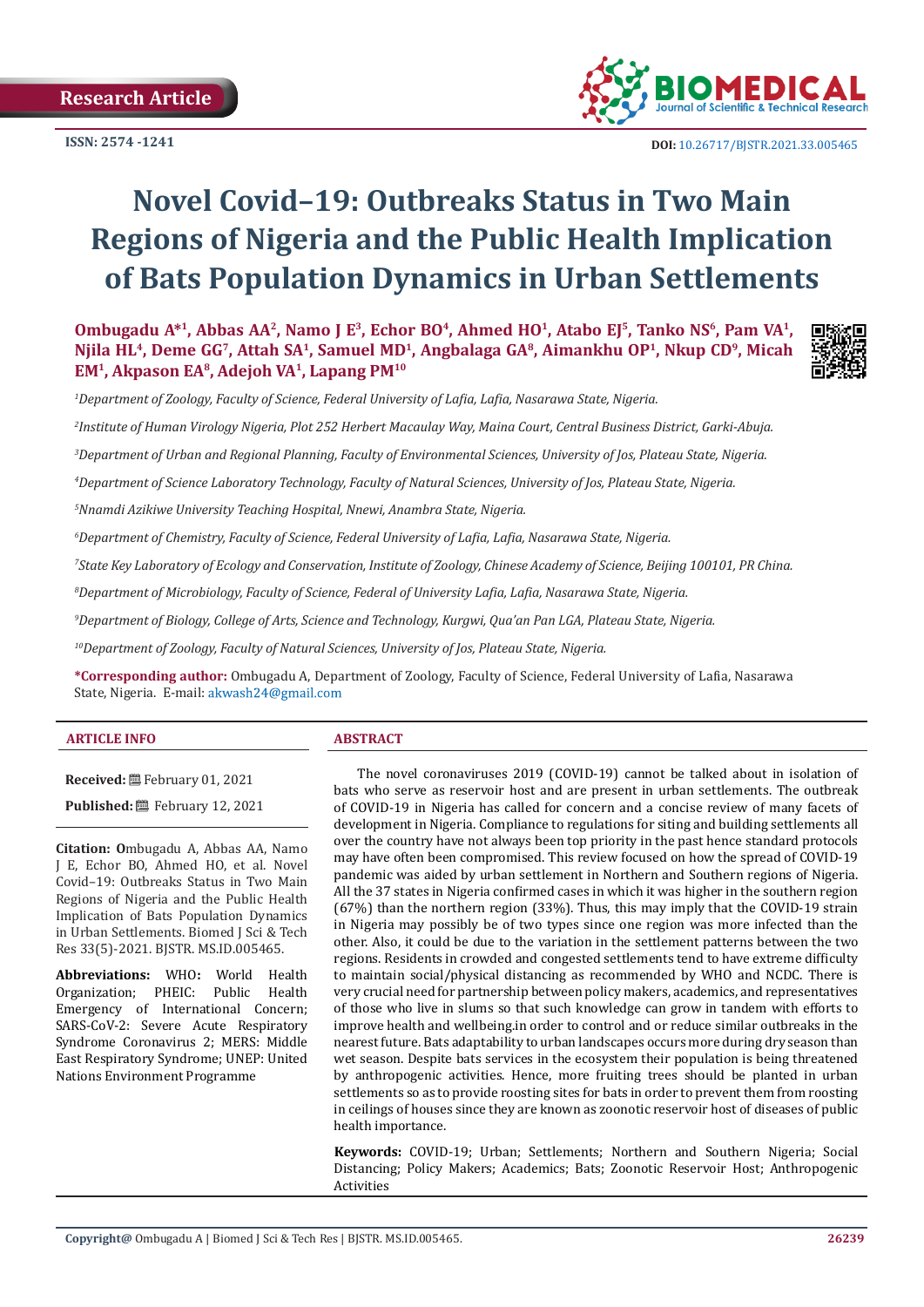Research Article

ISSN: 2574 -1241

DOI: 10.26717/BJSTR.2021.33.005465

# Novel Covid–19: Outbreaks Status in Two Main Regions of Nigeria and the Public Health Implication of Bats Population Dynamics in Urban Settlements

**Ombugadu A*[1], Abbas AA[2], Namo J E[3], Echor BO[4], Ahmed HO[1], Atabo EJ[5], Tanko NS[6], Pam VA[1], Njila HL[4], Deme GG[7], Attah SA[1], Samuel MD[1], Angbalaga GA[8], Aimankhu OP[1], Nkup CD[9], Micah EM[1], Akpason EA[8], Adejoh VA[1], Lapang PM[10]**

*[1]Department of Zoology, Faculty of Science, Federal University of Lafia, Lafia, Nasarawa State, Nigeria.*

*[2]Institute of Human Virology Nigeria, Plot 252 Herbert Macaulay Way, Maina Court, Central Business District, Garki-Abuja.*

*[3]Department of Urban and Regional Planning, Faculty of Environmental Sciences, University of Jos, Plateau State, Nigeria.*

*[4]Department of Science Laboratory Technology, Faculty of Natural Sciences, University of Jos, Plateau State, Nigeria.*

*[5]Nnamdi Azikiwe University Teaching Hospital, Nnewi, Anambra State, Nigeria.*

*[6]Department of Chemistry, Faculty of Science, Federal University of Lafia, Lafia, Nasarawa State, Nigeria.*

*[7]State Key Laboratory of Ecology and Conservation, Institute of Zoology, Chinese Academy of Science, Beijing 100101, PR China.*

*[8]Department of Microbiology, Faculty of Science, Federal of University Lafia, Lafia, Nasarawa State, Nigeria.*

*[9]Department of Biology, College of Arts, Science and Technology, Kurgwi, Qua'an Pan LGA, Plateau State, Nigeria.*

*[10]Department of Zoology, Faculty of Natural Sciences, University of Jos, Plateau State, Nigeria.*

**\*Corresponding author:** Ombugadu A, Department of Zoology, Faculty of Science, Federal University of Lafia, Nasarawa State, Nigeria. E-mail: akwash24@gmail.com

## ARTICLE INFO

**Received:** February 01, 2021

**Published:** February 12, 2021

**Citation:** Ombugadu A, Abbas AA, Namo J E, Echor BO, Ahmed HO, et al. Novel Covid–19: Outbreaks Status in Two Main Regions of Nigeria and the Public Health Implication of Bats Population Dynamics in Urban Settlements. Biomed J Sci & Tech Res 33(5)-2021. BJSTR. MS.ID.005465.

**Abbreviations:** WHO: World Health Organization; PHEIC: Public Health Emergency of International Concern; SARS-CoV-2: Severe Acute Respiratory Syndrome Coronavirus 2; MERS: Middle East Respiratory Syndrome; UNEP: United Nations Environment Programme

## ABSTRACT

The novel coronaviruses 2019 (COVID-19) cannot be talked about in isolation of bats who serve as reservoir host and are present in urban settlements. The outbreak of COVID-19 in Nigeria has called for concern and a concise review of many facets of development in Nigeria. Compliance to regulations for siting and building settlements all over the country have not always been top priority in the past hence standard protocols may have often been compromised. This review focused on how the spread of COVID-19 pandemic was aided by urban settlement in Northern and Southern regions of Nigeria. All the 37 states in Nigeria confirmed cases in which it was higher in the southern region (67%) than the northern region (33%). Thus, this may imply that the COVID-19 strain in Nigeria may possibly be of two types since one region was more infected than the other. Also, it could be due to the variation in the settlement patterns between the two regions. Residents in crowded and congested settlements tend to have extreme difficulty to maintain social/physical distancing as recommended by WHO and NCDC. There is very crucial need for partnership between policy makers, academics, and representatives of those who live in slums so that such knowledge can grow in tandem with efforts to improve health and wellbeing.in order to control and or reduce similar outbreaks in the nearest future. Bats adaptability to urban landscapes occurs more during dry season than wet season. Despite bats services in the ecosystem their population is being threatened by anthropogenic activities. Hence, more fruiting trees should be planted in urban settlements so as to provide roosting sites for bats in order to prevent them from roosting in ceilings of houses since they are known as zoonotic reservoir host of diseases of public health importance.

**Keywords:** COVID-19; Urban; Settlements; Northern and Southern Nigeria; Social Distancing; Policy Makers; Academics; Bats; Zoonotic Reservoir Host; Anthropogenic Activities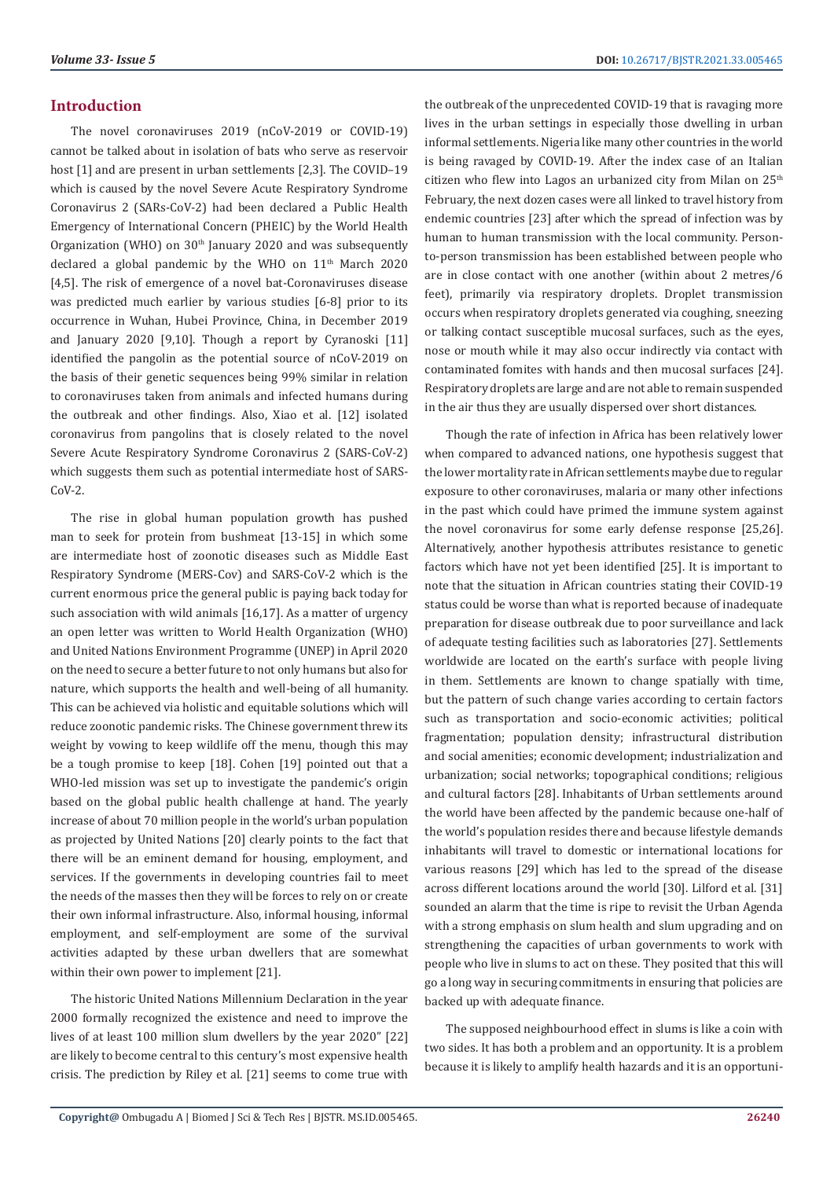## Introduction

The novel coronaviruses 2019 (nCoV-2019 or COVID-19) cannot be talked about in isolation of bats who serve as reservoir host [1] and are present in urban settlements [2,3]. The COVID–19 which is caused by the novel Severe Acute Respiratory Syndrome Coronavirus 2 (SARs-CoV-2) had been declared a Public Health Emergency of International Concern (PHEIC) by the World Health Organization (WHO) on 30th January 2020 and was subsequently declared a global pandemic by the WHO on 11th March 2020 [4,5]. The risk of emergence of a novel bat-Coronaviruses disease was predicted much earlier by various studies [6-8] prior to its occurrence in Wuhan, Hubei Province, China, in December 2019 and January 2020 [9,10]. Though a report by Cyranoski [11] identified the pangolin as the potential source of nCoV-2019 on the basis of their genetic sequences being 99% similar in relation to coronaviruses taken from animals and infected humans during the outbreak and other findings. Also, Xiao et al. [12] isolated coronavirus from pangolins that is closely related to the novel Severe Acute Respiratory Syndrome Coronavirus 2 (SARS-CoV-2) which suggests them such as potential intermediate host of SARS-CoV-2.

The rise in global human population growth has pushed man to seek for protein from bushmeat [13-15] in which some are intermediate host of zoonotic diseases such as Middle East Respiratory Syndrome (MERS-Cov) and SARS-CoV-2 which is the current enormous price the general public is paying back today for such association with wild animals [16,17]. As a matter of urgency an open letter was written to World Health Organization (WHO) and United Nations Environment Programme (UNEP) in April 2020 on the need to secure a better future to not only humans but also for nature, which supports the health and well-being of all humanity. This can be achieved via holistic and equitable solutions which will reduce zoonotic pandemic risks. The Chinese government threw its weight by vowing to keep wildlife off the menu, though this may be a tough promise to keep [18]. Cohen [19] pointed out that a WHO-led mission was set up to investigate the pandemic's origin based on the global public health challenge at hand. The yearly increase of about 70 million people in the world's urban population as projected by United Nations [20] clearly points to the fact that there will be an eminent demand for housing, employment, and services. If the governments in developing countries fail to meet the needs of the masses then they will be forces to rely on or create their own informal infrastructure. Also, informal housing, informal employment, and self-employment are some of the survival activities adapted by these urban dwellers that are somewhat within their own power to implement [21].

The historic United Nations Millennium Declaration in the year 2000 formally recognized the existence and need to improve the lives of at least 100 million slum dwellers by the year 2020" [22] are likely to become central to this century's most expensive health crisis. The prediction by Riley et al. [21] seems to come true with the outbreak of the unprecedented COVID-19 that is ravaging more lives in the urban settings in especially those dwelling in urban informal settlements. Nigeria like many other countries in the world is being ravaged by COVID-19. After the index case of an Italian citizen who flew into Lagos an urbanized city from Milan on 25th February, the next dozen cases were all linked to travel history from endemic countries [23] after which the spread of infection was by human to human transmission with the local community. Person-to-person transmission has been established between people who are in close contact with one another (within about 2 metres/6 feet), primarily via respiratory droplets. Droplet transmission occurs when respiratory droplets generated via coughing, sneezing or talking contact susceptible mucosal surfaces, such as the eyes, nose or mouth while it may also occur indirectly via contact with contaminated fomites with hands and then mucosal surfaces [24]. Respiratory droplets are large and are not able to remain suspended in the air thus they are usually dispersed over short distances.

Though the rate of infection in Africa has been relatively lower when compared to advanced nations, one hypothesis suggest that the lower mortality rate in African settlements maybe due to regular exposure to other coronaviruses, malaria or many other infections in the past which could have primed the immune system against the novel coronavirus for some early defense response [25,26]. Alternatively, another hypothesis attributes resistance to genetic factors which have not yet been identified [25]. It is important to note that the situation in African countries stating their COVID-19 status could be worse than what is reported because of inadequate preparation for disease outbreak due to poor surveillance and lack of adequate testing facilities such as laboratories [27]. Settlements worldwide are located on the earth's surface with people living in them. Settlements are known to change spatially with time, but the pattern of such change varies according to certain factors such as transportation and socio-economic activities; political fragmentation; population density; infrastructural distribution and social amenities; economic development; industrialization and urbanization; social networks; topographical conditions; religious and cultural factors [28]. Inhabitants of Urban settlements around the world have been affected by the pandemic because one-half of the world's population resides there and because lifestyle demands inhabitants will travel to domestic or international locations for various reasons [29] which has led to the spread of the disease across different locations around the world [30]. Lilford et al. [31] sounded an alarm that the time is ripe to revisit the Urban Agenda with a strong emphasis on slum health and slum upgrading and on strengthening the capacities of urban governments to work with people who live in slums to act on these. They posited that this will go a long way in securing commitments in ensuring that policies are backed up with adequate finance.

The supposed neighbourhood effect in slums is like a coin with two sides. It has both a problem and an opportunity. It is a problem because it is likely to amplify health hazards and it is an opportuni-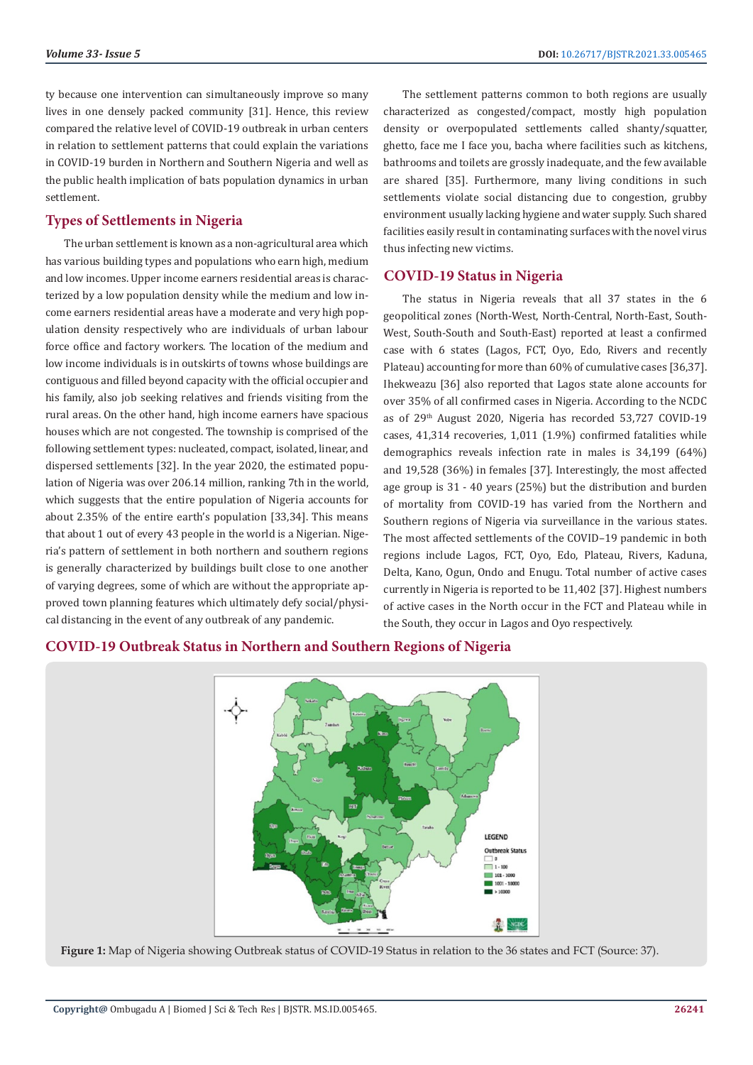ty because one intervention can simultaneously improve so many lives in one densely packed community [31]. Hence, this review compared the relative level of COVID-19 outbreak in urban centers in relation to settlement patterns that could explain the variations in COVID-19 burden in Northern and Southern Nigeria and well as the public health implication of bats population dynamics in urban settlement.

## Types of Settlements in Nigeria

The urban settlement is known as a non-agricultural area which has various building types and populations who earn high, medium and low incomes. Upper income earners residential areas is characterized by a low population density while the medium and low income earners residential areas have a moderate and very high population density respectively who are individuals of urban labour force office and factory workers. The location of the medium and low income individuals is in outskirts of towns whose buildings are contiguous and filled beyond capacity with the official occupier and his family, also job seeking relatives and friends visiting from the rural areas. On the other hand, high income earners have spacious houses which are not congested. The township is comprised of the following settlement types: nucleated, compact, isolated, linear, and dispersed settlements [32]. In the year 2020, the estimated population of Nigeria was over 206.14 million, ranking 7th in the world, which suggests that the entire population of Nigeria accounts for about 2.35% of the entire earth's population [33,34]. This means that about 1 out of every 43 people in the world is a Nigerian. Nigeria's pattern of settlement in both northern and southern regions is generally characterized by buildings built close to one another of varying degrees, some of which are without the appropriate approved town planning features which ultimately defy social/physical distancing in the event of any outbreak of any pandemic.

The settlement patterns common to both regions are usually characterized as congested/compact, mostly high population density or overpopulated settlements called shanty/squatter, ghetto, face me I face you, bacha where facilities such as kitchens, bathrooms and toilets are grossly inadequate, and the few available are shared [35]. Furthermore, many living conditions in such settlements violate social distancing due to congestion, grubby environment usually lacking hygiene and water supply. Such shared facilities easily result in contaminating surfaces with the novel virus thus infecting new victims.

## COVID-19 Status in Nigeria

The status in Nigeria reveals that all 37 states in the 6 geopolitical zones (North-West, North-Central, North-East, South-West, South-South and South-East) reported at least a confirmed case with 6 states (Lagos, FCT, Oyo, Edo, Rivers and recently Plateau) accounting for more than 60% of cumulative cases [36,37]. Ihekweazu [36] also reported that Lagos state alone accounts for over 35% of all confirmed cases in Nigeria. According to the NCDC as of 29th August 2020, Nigeria has recorded 53,727 COVID-19 cases, 41,314 recoveries, 1,011 (1.9%) confirmed fatalities while demographics reveals infection rate in males is 34,199 (64%) and 19,528 (36%) in females [37]. Interestingly, the most affected age group is 31 - 40 years (25%) but the distribution and burden of mortality from COVID-19 has varied from the Northern and Southern regions of Nigeria via surveillance in the various states. The most affected settlements of the COVID–19 pandemic in both regions include Lagos, FCT, Oyo, Edo, Plateau, Rivers, Kaduna, Delta, Kano, Ogun, Ondo and Enugu. Total number of active cases currently in Nigeria is reported to be 11,402 [37]. Highest numbers of active cases in the North occur in the FCT and Plateau while in the South, they occur in Lagos and Oyo respectively.

## COVID-19 Outbreak Status in Northern and Southern Regions of Nigeria

**Figure 1:** Map of Nigeria showing Outbreak status of COVID-19 Status in relation to the 36 states and FCT (Source: 37).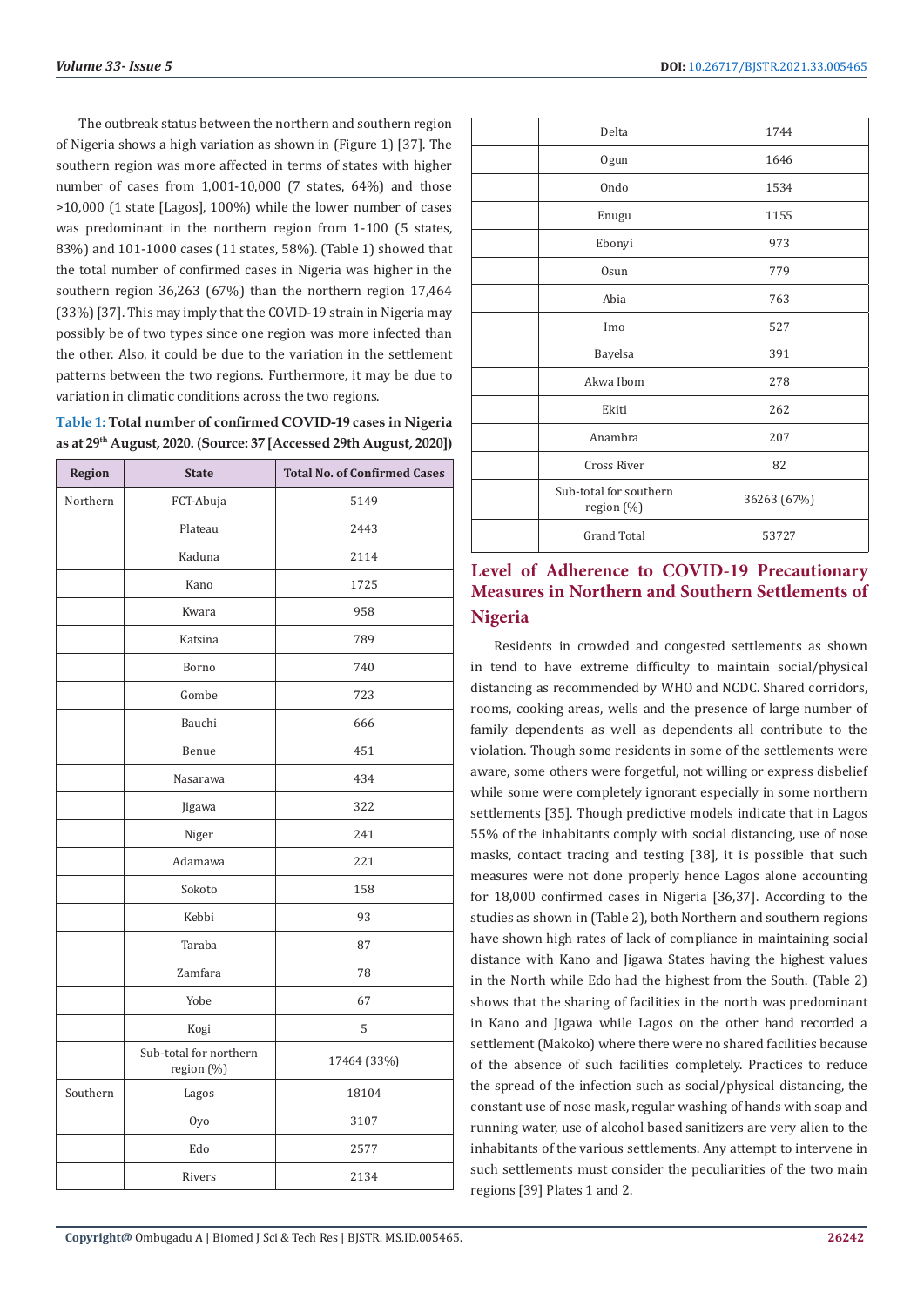The outbreak status between the northern and southern region of Nigeria shows a high variation as shown in (Figure 1) [37]. The southern region was more affected in terms of states with higher number of cases from 1,001-10,000 (7 states, 64%) and those >10,000 (1 state [Lagos], 100%) while the lower number of cases was predominant in the northern region from 1-100 (5 states, 83%) and 101-1000 cases (11 states, 58%). (Table 1) showed that the total number of confirmed cases in Nigeria was higher in the southern region 36,263 (67%) than the northern region 17,464 (33%) [37]. This may imply that the COVID-19 strain in Nigeria may possibly be of two types since one region was more infected than the other. Also, it could be due to the variation in the settlement patterns between the two regions. Furthermore, it may be due to variation in climatic conditions across the two regions.

**Table 1: Total number of confirmed COVID-19 cases in Nigeria as at 29th August, 2020. (Source: 37 [Accessed 29th August, 2020])**

| Region | State | Total No. of Confirmed Cases |
|---|---|---|
| Northern | FCT-Abuja | 5149 |
| | Plateau | 2443 |
| | Kaduna | 2114 |
| | Kano | 1725 |
| | Kwara | 958 |
| | Katsina | 789 |
| | Borno | 740 |
| | Gombe | 723 |
| | Bauchi | 666 |
| | Benue | 451 |
| | Nasarawa | 434 |
| | Jigawa | 322 |
| | Niger | 241 |
| | Adamawa | 221 |
| | Sokoto | 158 |
| | Kebbi | 93 |
| | Taraba | 87 |
| | Zamfara | 78 |
| | Yobe | 67 |
| | Kogi | 5 |
| | Sub-total for northern region (%) | 17464 (33%) |
| Southern | Lagos | 18104 |
| | Oyo | 3107 |
| | Edo | 2577 |
| | Rivers | 2134 |
| | Delta | 1744 |
| | Ogun | 1646 |
| | Ondo | 1534 |
| | Enugu | 1155 |
| | Ebonyi | 973 |
| | Osun | 779 |
| | Abia | 763 |
| | Imo | 527 |
| | Bayelsa | 391 |
| | Akwa Ibom | 278 |
| | Ekiti | 262 |
| | Anambra | 207 |
| | Cross River | 82 |
| | Sub-total for southern region (%) | 36263 (67%) |
| | Grand Total | 53727 |

## Level of Adherence to COVID-19 Precautionary Measures in Northern and Southern Settlements of Nigeria

Residents in crowded and congested settlements as shown in tend to have extreme difficulty to maintain social/physical distancing as recommended by WHO and NCDC. Shared corridors, rooms, cooking areas, wells and the presence of large number of family dependents as well as dependents all contribute to the violation. Though some residents in some of the settlements were aware, some others were forgetful, not willing or express disbelief while some were completely ignorant especially in some northern settlements [35]. Though predictive models indicate that in Lagos 55% of the inhabitants comply with social distancing, use of nose masks, contact tracing and testing [38], it is possible that such measures were not done properly hence Lagos alone accounting for 18,000 confirmed cases in Nigeria [36,37]. According to the studies as shown in (Table 2), both Northern and southern regions have shown high rates of lack of compliance in maintaining social distance with Kano and Jigawa States having the highest values in the North while Edo had the highest from the South. (Table 2) shows that the sharing of facilities in the north was predominant in Kano and Jigawa while Lagos on the other hand recorded a settlement (Makoko) where there were no shared facilities because of the absence of such facilities completely. Practices to reduce the spread of the infection such as social/physical distancing, the constant use of nose mask, regular washing of hands with soap and running water, use of alcohol based sanitizers are very alien to the inhabitants of the various settlements. Any attempt to intervene in such settlements must consider the peculiarities of the two main regions [39] Plates 1 and 2.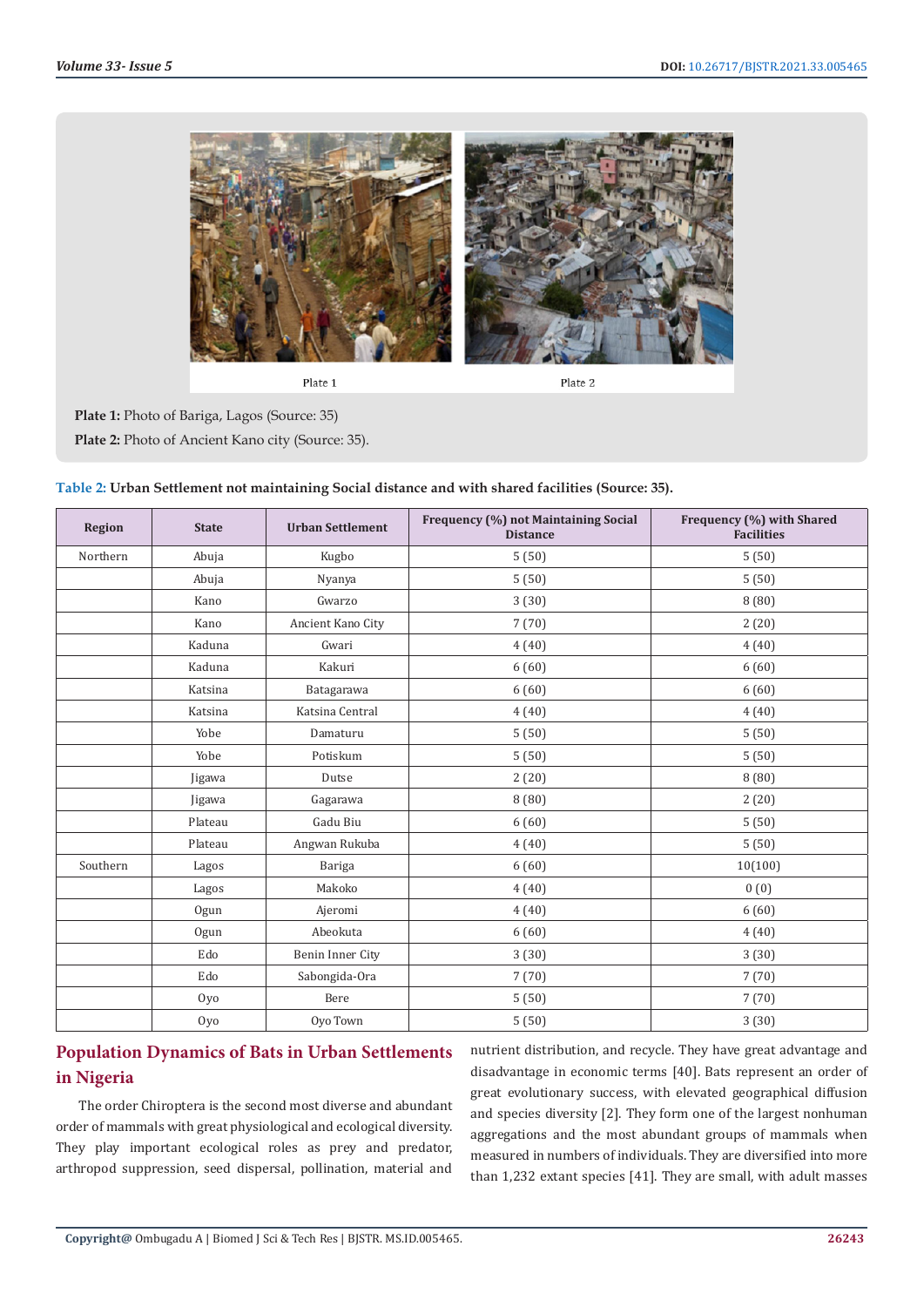Plate 1

Plate 2

**Plate 1:** Photo of Bariga, Lagos (Source: 35)

**Plate 2:** Photo of Ancient Kano city (Source: 35).

**Table 2:** Urban Settlement not maintaining Social distance and with shared facilities (Source: 35).

| Region | State | Urban Settlement | Frequency (%) not Maintaining Social Distance | Frequency (%) with Shared Facilities |
|---|---|---|---|---|
| Northern | Abuja | Kugbo | 5 (50) | 5 (50) |
| | Abuja | Nyanya | 5 (50) | 5 (50) |
| | Kano | Gwarzo | 3 (30) | 8 (80) |
| | Kano | Ancient Kano City | 7 (70) | 2 (20) |
| | Kaduna | Gwari | 4 (40) | 4 (40) |
| | Kaduna | Kakuri | 6 (60) | 6 (60) |
| | Katsina | Batagarawa | 6 (60) | 6 (60) |
| | Katsina | Katsina Central | 4 (40) | 4 (40) |
| | Yobe | Damaturu | 5 (50) | 5 (50) |
| | Yobe | Potiskum | 5 (50) | 5 (50) |
| | Jigawa | Dutse | 2 (20) | 8 (80) |
| | Jigawa | Gagarawa | 8 (80) | 2 (20) |
| | Plateau | Gadu Biu | 6 (60) | 5 (50) |
| | Plateau | Angwan Rukuba | 4 (40) | 5 (50) |
| Southern | Lagos | Bariga | 6 (60) | 10(100) |
| | Lagos | Makoko | 4 (40) | 0 (0) |
| | Ogun | Ajeromi | 4 (40) | 6 (60) |
| | Ogun | Abeokuta | 6 (60) | 4 (40) |
| | Edo | Benin Inner City | 3 (30) | 3 (30) |
| | Edo | Sabongida-Ora | 7 (70) | 7 (70) |
| | Oyo | Bere | 5 (50) | 7 (70) |
| | Oyo | Oyo Town | 5 (50) | 3 (30) |

## Population Dynamics of Bats in Urban Settlements in Nigeria

The order Chiroptera is the second most diverse and abundant order of mammals with great physiological and ecological diversity. They play important ecological roles as prey and predator, arthropod suppression, seed dispersal, pollination, material and nutrient distribution, and recycle. They have great advantage and disadvantage in economic terms [40]. Bats represent an order of great evolutionary success, with elevated geographical diffusion and species diversity [2]. They form one of the largest nonhuman aggregations and the most abundant groups of mammals when measured in numbers of individuals. They are diversified into more than 1,232 extant species [41]. They are small, with adult masses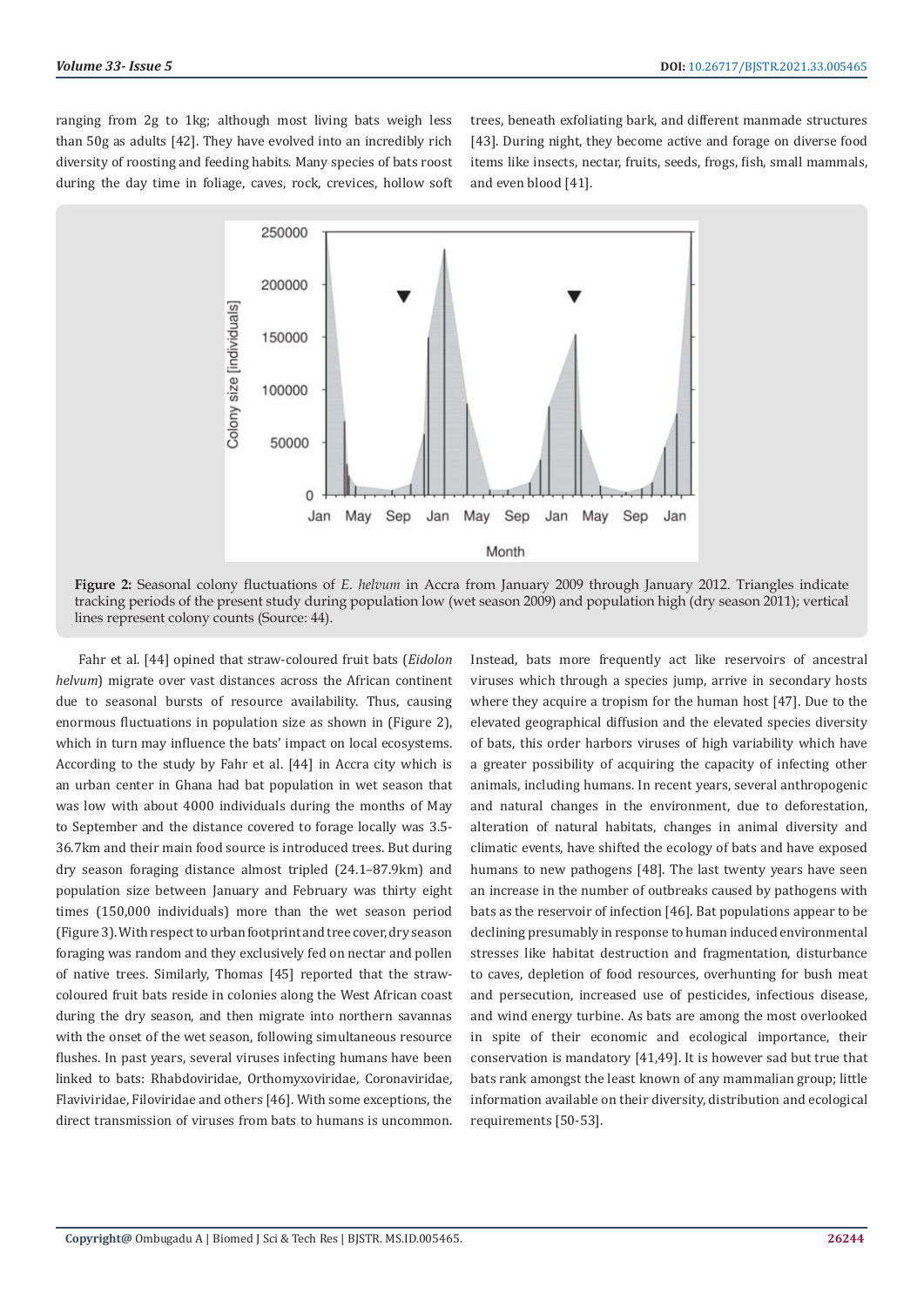ranging from 2g to 1kg; although most living bats weigh less than 50g as adults [42]. They have evolved into an incredibly rich diversity of roosting and feeding habits. Many species of bats roost during the day time in foliage, caves, rock, crevices, hollow soft trees, beneath exfoliating bark, and different manmade structures [43]. During night, they become active and forage on diverse food items like insects, nectar, fruits, seeds, frogs, fish, small mammals, and even blood [41].

**Figure 2:** Seasonal colony fluctuations of *E. helvum* in Accra from January 2009 through January 2012. Triangles indicate tracking periods of the present study during population low (wet season 2009) and population high (dry season 2011); vertical lines represent colony counts (Source: 44).

Fahr et al. [44] opined that straw-coloured fruit bats (*Eidolon helvum*) migrate over vast distances across the African continent due to seasonal bursts of resource availability. Thus, causing enormous fluctuations in population size as shown in (Figure 2), which in turn may influence the bats' impact on local ecosystems. According to the study by Fahr et al. [44] in Accra city which is an urban center in Ghana had bat population in wet season that was low with about 4000 individuals during the months of May to September and the distance covered to forage locally was 3.5-36.7km and their main food source is introduced trees. But during dry season foraging distance almost tripled (24.1–87.9km) and population size between January and February was thirty eight times (150,000 individuals) more than the wet season period (Figure 3). With respect to urban footprint and tree cover, dry season foraging was random and they exclusively fed on nectar and pollen of native trees. Similarly, Thomas [45] reported that the straw-coloured fruit bats reside in colonies along the West African coast during the dry season, and then migrate into northern savannas with the onset of the wet season, following simultaneous resource flushes. In past years, several viruses infecting humans have been linked to bats: Rhabdoviridae, Orthomyxoviridae, Coronaviridae, Flaviviridae, Filoviridae and others [46]. With some exceptions, the direct transmission of viruses from bats to humans is uncommon. Instead, bats more frequently act like reservoirs of ancestral viruses which through a species jump, arrive in secondary hosts where they acquire a tropism for the human host [47]. Due to the elevated geographical diffusion and the elevated species diversity of bats, this order harbors viruses of high variability which have a greater possibility of acquiring the capacity of infecting other animals, including humans. In recent years, several anthropogenic and natural changes in the environment, due to deforestation, alteration of natural habitats, changes in animal diversity and climatic events, have shifted the ecology of bats and have exposed humans to new pathogens [48]. The last twenty years have seen an increase in the number of outbreaks caused by pathogens with bats as the reservoir of infection [46]. Bat populations appear to be declining presumably in response to human induced environmental stresses like habitat destruction and fragmentation, disturbance to caves, depletion of food resources, overhunting for bush meat and persecution, increased use of pesticides, infectious disease, and wind energy turbine. As bats are among the most overlooked in spite of their economic and ecological importance, their conservation is mandatory [41,49]. It is however sad but true that bats rank amongst the least known of any mammalian group; little information available on their diversity, distribution and ecological requirements [50-53].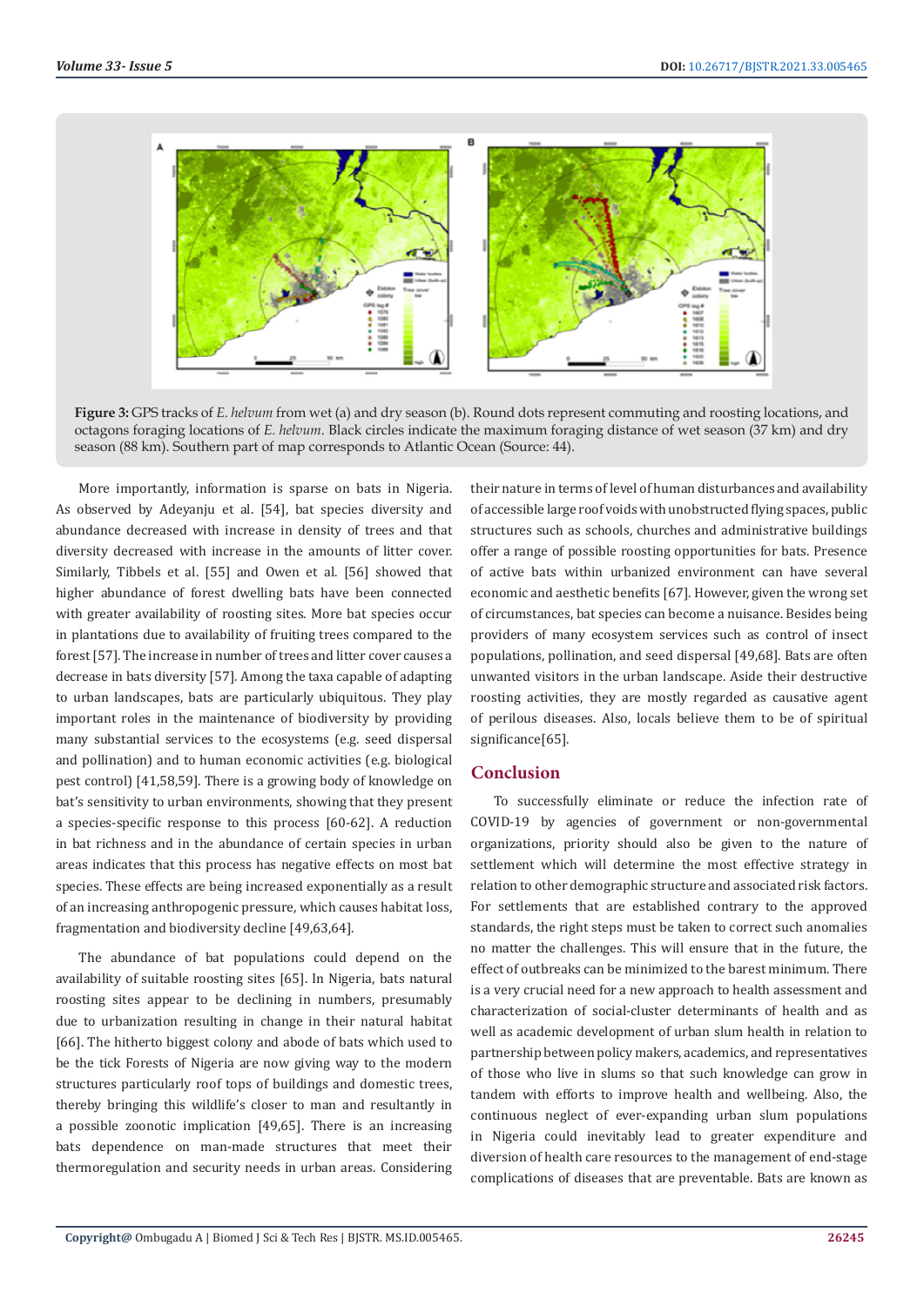**Figure 3:** GPS tracks of *E. helvum* from wet (a) and dry season (b). Round dots represent commuting and roosting locations, and octagons foraging locations of *E. helvum*. Black circles indicate the maximum foraging distance of wet season (37 km) and dry season (88 km). Southern part of map corresponds to Atlantic Ocean (Source: 44).

More importantly, information is sparse on bats in Nigeria. As observed by Adeyanju et al. [54], bat species diversity and abundance decreased with increase in density of trees and that diversity decreased with increase in the amounts of litter cover. Similarly, Tibbels et al. [55] and Owen et al. [56] showed that higher abundance of forest dwelling bats have been connected with greater availability of roosting sites. More bat species occur in plantations due to availability of fruiting trees compared to the forest [57]. The increase in number of trees and litter cover causes a decrease in bats diversity [57]. Among the taxa capable of adapting to urban landscapes, bats are particularly ubiquitous. They play important roles in the maintenance of biodiversity by providing many substantial services to the ecosystems (e.g. seed dispersal and pollination) and to human economic activities (e.g. biological pest control) [41,58,59]. There is a growing body of knowledge on bat's sensitivity to urban environments, showing that they present a species-specific response to this process [60-62]. A reduction in bat richness and in the abundance of certain species in urban areas indicates that this process has negative effects on most bat species. These effects are being increased exponentially as a result of an increasing anthropogenic pressure, which causes habitat loss, fragmentation and biodiversity decline [49,63,64].

The abundance of bat populations could depend on the availability of suitable roosting sites [65]. In Nigeria, bats natural roosting sites appear to be declining in numbers, presumably due to urbanization resulting in change in their natural habitat [66]. The hitherto biggest colony and abode of bats which used to be the tick Forests of Nigeria are now giving way to the modern structures particularly roof tops of buildings and domestic trees, thereby bringing this wildlife's closer to man and resultantly in a possible zoonotic implication [49,65]. There is an increasing bats dependence on man-made structures that meet their thermoregulation and security needs in urban areas. Considering their nature in terms of level of human disturbances and availability of accessible large roof voids with unobstructed flying spaces, public structures such as schools, churches and administrative buildings offer a range of possible roosting opportunities for bats. Presence of active bats within urbanized environment can have several economic and aesthetic benefits [67]. However, given the wrong set of circumstances, bat species can become a nuisance. Besides being providers of many ecosystem services such as control of insect populations, pollination, and seed dispersal [49,68]. Bats are often unwanted visitors in the urban landscape. Aside their destructive roosting activities, they are mostly regarded as causative agent of perilous diseases. Also, locals believe them to be of spiritual significance[65].

## Conclusion

To successfully eliminate or reduce the infection rate of COVID-19 by agencies of government or non-governmental organizations, priority should also be given to the nature of settlement which will determine the most effective strategy in relation to other demographic structure and associated risk factors. For settlements that are established contrary to the approved standards, the right steps must be taken to correct such anomalies no matter the challenges. This will ensure that in the future, the effect of outbreaks can be minimized to the barest minimum. There is a very crucial need for a new approach to health assessment and characterization of social-cluster determinants of health and as well as academic development of urban slum health in relation to partnership between policy makers, academics, and representatives of those who live in slums so that such knowledge can grow in tandem with efforts to improve health and wellbeing. Also, the continuous neglect of ever-expanding urban slum populations in Nigeria could inevitably lead to greater expenditure and diversion of health care resources to the management of end-stage complications of diseases that are preventable. Bats are known as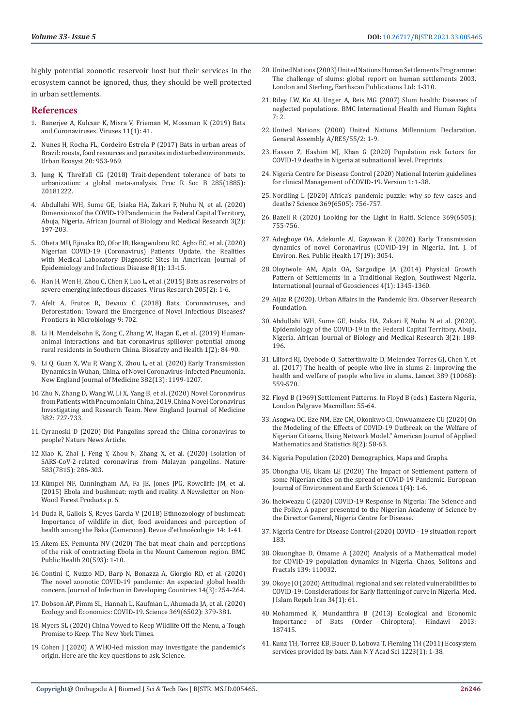highly potential zoonotic reservoir host but their services in the ecosystem cannot be ignored, thus, they should be well protected in urban settlements.

## References

1. Banerjee A, Kulcsar K, Misra V, Frieman M, Mossman K (2019) Bats and Coronaviruses. Viruses 11(1): 41.
2. Nunes H, Rocha FL, Cordeiro Estrela P (2017) Bats in urban areas of Brazil: roosts, food resources and parasites in disturbed environments. Urban Ecosyst 20: 953-969.
3. Jung K, Threlfall CG (2018) Trait-dependent tolerance of bats to urbanization: a global meta-analysis. Proc R Soc B 285(1885): 20181222.
4. Abdullahi WH, Sume GE, Isiaka HA, Zakari F, Nuhu N, et al. (2020) Dimensions of the COVID-19 Pandemic in the Federal Capital Territory, Abuja, Nigeria. African Journal of Biology and Medical Research 3(2): 197-203.
5. Obeta MU, Ejinaka RO, Ofor IB, Ikeagwulonu RC, Agbo EC, et al. (2020) Nigerian COVID-19 (Coronavirus) Patients Update, the Realities with Medical Laboratory Diagnostic Sites in American Journal of Epidemiology and Infectious Disease 8(1): 13-15.
6. Han H, Wen H, Zhou C, Chen F, Luo L, et al. (2015) Bats as reservoirs of severe emerging infectious diseases. Virus Research 205(2): 1-6.
7. Afelt A, Frutos R, Devaux C (2018) Bats, Coronaviruses, and Deforestation: Toward the Emergence of Novel Infectious Diseases? Frontiers in Microbiology 9: 702.
8. Li H, Mendelsohn E, Zong C, Zhang W, Hagan E, et al. (2019) Human-animal interactions and bat coronavirus spillover potential among rural residents in Southern China. Biosafety and Health 1(2): 84-90.
9. Li Q, Guan X, Wu P, Wang X, Zhou L, et al. (2020) Early Transmission Dynamics in Wuhan, China, of Novel Coronavirus-Infected Pneumonia. New England Journal of Medicine 382(13): 1199-1207.
10. Zhu N, Zhang D, Wang W, Li X, Yang B, et al. (2020) Novel Coronavirus from Patients with Pneumonia in China, 2019. China Novel Coronavirus Investigating and Research Team. New England Journal of Medicine 382: 727-733.
11. Cyranoski D (2020) Did Pangolins spread the China coronavirus to people? Nature News Article.
12. Xiao K, Zhai J, Feng Y, Zhou N, Zhang X, et al. (2020) Isolation of SARS-CoV-2-related coronavirus from Malayan pangolins. Nature 583(7815): 286-303.
13. Kümpel NF, Cunningham AA, Fa JE, Jones JPG, Rowcliffe JM, et al. (2015) Ebola and bushmeat: myth and reality. A Newsletter on Non-Wood Forest Products p. 6.
14. Duda R, Gallois S, Reyes García V (2018) Ethnozoology of bushmeat: Importance of wildlife in diet, food avoidances and perception of health among the Baka (Cameroon). Revue d'ethnoécologie 14: 1-41.
15. Akem ES, Pemunta NV (2020) The bat meat chain and perceptions of the risk of contracting Ebola in the Mount Cameroon region. BMC Public Health 20(593): 1-10.
16. Contini C, Nuzzo MD, Barp N, Bonazza A, Giorgio RD, et al. (2020) The novel zoonotic COVID-19 pandemic: An expected global health concern. Journal of Infection in Developing Countries 14(3): 254-264.
17. Dobson AP, Pimm SL, Hannah L, Kaufman L, Ahumada JA, et al. (2020) Ecology and Economics: COVID-19. Science 369(6502): 379-381.
18. Myers SL (2020) China Vowed to Keep Wildlife Off the Menu, a Tough Promise to Keep. The New York Times.
19. Cohen J (2020) A WHO-led mission may investigate the pandemic's origin. Here are the key questions to ask. Science.
20. United Nations (2003) United Nations Human Settlements Programme: The challenge of slums: global report on human settlements 2003. London and Sterling, Earthscan Publications Ltd: 1-310.
21. Riley LW, Ko AI, Unger A, Reis MG (2007) Slum health: Diseases of neglected populations. BMC International Health and Human Rights 7: 2.
22. United Nations (2000) United Nations Millennium Declaration. General Assembly A/RES/55/2: 1-9.
23. Hassan Z, Hashim MJ, Khan G (2020) Population risk factors for COVID-19 deaths in Nigeria at subnational level. Preprints.
24. Nigeria Centre for Disease Control (2020) National Interim guidelines for clinical Management of COVID-19. Version 1: 1-38.
25. Nordling L (2020) Africa's pandemic puzzle: why so few cases and deaths? Science 369(6505): 756-757.
26. Bazell R (2020) Looking for the Light in Haiti. Science 369(6505): 755-756.
27. Adegboye OA, Adekunle AI, Gayawan E (2020) Early Transmission dynamics of novel Coronavirus (COVID-19) in Nigeria. Int. J. of Environ. Res. Public Health 17(19): 3054.
28. Oloyiwole AM, Ajala OA, Sargodipe JA (2014) Physical Growth Pattern of Settlements in a Traditional Region, Southwest Nigeria. International Journal of Geosciences 4(1): 1345-1360.
29. Aijaz R (2020). Urban Affairs in the Pandemic Era. Observer Research Foundation.
30. Abdullahi WH, Sume GE, Isiaka HA, Zakari F, Nuhu N et al. (2020). Epidemiology of the COVID-19 in the Federal Capital Territory, Abuja, Nigeria. African Journal of Biology and Medical Research 3(2): 188-196.
31. Lilford RJ, Oyebode O, Satterthwaite D, Melendez Torres GJ, Chen Y, et al. (2017) The health of people who live in slums 2: Improving the health and welfare of people who live in slums. Lancet 389 (10068): 559-570.
32. Floyd B (1969) Settlement Patterns. In Floyd B (eds.) Eastern Nigeria, London Palgrave Macmillan: 55-64.
33. Asogwa OC, Eze NM, Eze CM, Okonkwo CI, Onwuamaeze CU (2020) On the Modeling of the Effects of COVID-19 Outbreak on the Welfare of Nigerian Citizens, Using Network Model." American Journal of Applied Mathematics and Statistics 8(2): 58-63.
34. Nigeria Population (2020) Demographics, Maps and Graphs.
35. Obongha UE, Ukam LE (2020) The Impact of Settlement pattern of some Nigerian cities on the spread of COVID-19 Pandemic. European Journal of Environment and Earth Sciences 1(4): 1-6.
36. Ihekweazu C (2020) COVID-19 Response in Nigeria: The Science and the Policy. A paper presented to the Nigerian Academy of Science by the Director General, Nigeria Centre for Disease.
37. Nigeria Centre for Disease Control (2020) COVID - 19 situation report 183.
38. Okuonghae D, Omame A (2020) Analysis of a Mathematical model for COVID-19 population dynamics in Nigeria. Chaos, Solitons and Fractals 139: 110032.
39. Okoye JO (2020) Attitudinal, regional and sex related vulnerabilities to COVID-19: Considerations for Early flattening of curve in Nigeria. Med. J Islam Repub Iran 34(1): 61.
40. Mohammed K, Mundanthra B (2013) Ecological and Economic Importance of Bats (Order Chiroptera). Hindawi 2013: 187415.
41. Kunz TH, Torrez EB, Bauer D, Lobova T, Fleming TH (2011) Ecosystem services provided by bats. Ann N Y Acad Sci 1223(1): 1-38.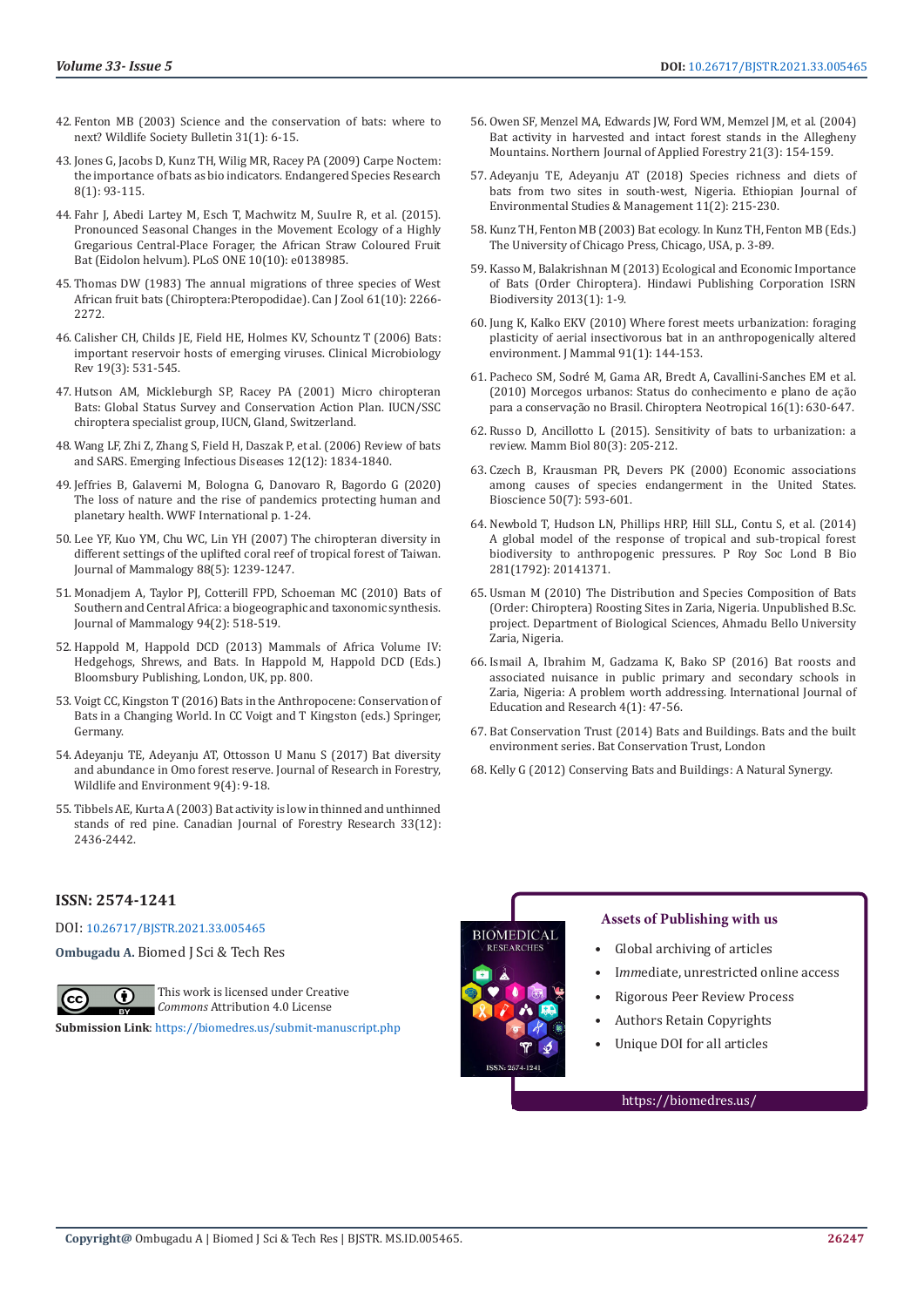42. Fenton MB (2003) Science and the conservation of bats: where to next? Wildlife Society Bulletin 31(1): 6-15.
43. Jones G, Jacobs D, Kunz TH, Wilig MR, Racey PA (2009) Carpe Noctem: the importance of bats as bio indicators. Endangered Species Research 8(1): 93-115.
44. Fahr J, Abedi Lartey M, Esch T, Machwitz M, SuuIre R, et al. (2015). Pronounced Seasonal Changes in the Movement Ecology of a Highly Gregarious Central-Place Forager, the African Straw Coloured Fruit Bat (Eidolon helvum). PLoS ONE 10(10): e0138985.
45. Thomas DW (1983) The annual migrations of three species of West African fruit bats (Chiroptera:Pteropodidae). Can J Zool 61(10): 2266-2272.
46. Calisher CH, Childs JE, Field HE, Holmes KV, Schountz T (2006) Bats: important reservoir hosts of emerging viruses. Clinical Microbiology Rev 19(3): 531-545.
47. Hutson AM, Mickleburgh SP, Racey PA (2001) Micro chiropteran Bats: Global Status Survey and Conservation Action Plan. IUCN/SSC chiroptera specialist group, IUCN, Gland, Switzerland.
48. Wang LF, Zhi Z, Zhang S, Field H, Daszak P, et al. (2006) Review of bats and SARS. Emerging Infectious Diseases 12(12): 1834-1840.
49. Jeffries B, Galaverni M, Bologna G, Danovaro R, Bagordo G (2020) The loss of nature and the rise of pandemics protecting human and planetary health. WWF International p. 1-24.
50. Lee YF, Kuo YM, Chu WC, Lin YH (2007) The chiropteran diversity in different settings of the uplifted coral reef of tropical forest of Taiwan. Journal of Mammalogy 88(5): 1239-1247.
51. Monadjem A, Taylor PJ, Cotterill FPD, Schoeman MC (2010) Bats of Southern and Central Africa: a biogeographic and taxonomic synthesis. Journal of Mammalogy 94(2): 518-519.
52. Happold M, Happold DCD (2013) Mammals of Africa Volume IV: Hedgehogs, Shrews, and Bats. In Happold M, Happold DCD (Eds.) Bloomsbury Publishing, London, UK, pp. 800.
53. Voigt CC, Kingston T (2016) Bats in the Anthropocene: Conservation of Bats in a Changing World. In CC Voigt and T Kingston (eds.) Springer, Germany.
54. Adeyanju TE, Adeyanju AT, Ottosson U Manu S (2017) Bat diversity and abundance in Omo forest reserve. Journal of Research in Forestry, Wildlife and Environment 9(4): 9-18.
55. Tibbels AE, Kurta A (2003) Bat activity is low in thinned and unthinned stands of red pine. Canadian Journal of Forestry Research 33(12): 2436-2442.
56. Owen SF, Menzel MA, Edwards JW, Ford WM, Memzel JM, et al. (2004) Bat activity in harvested and intact forest stands in the Allegheny Mountains. Northern Journal of Applied Forestry 21(3): 154-159.
57. Adeyanju TE, Adeyanju AT (2018) Species richness and diets of bats from two sites in south-west, Nigeria. Ethiopian Journal of Environmental Studies & Management 11(2): 215-230.
58. Kunz TH, Fenton MB (2003) Bat ecology. In Kunz TH, Fenton MB (Eds.) The University of Chicago Press, Chicago, USA, p. 3-89.
59. Kasso M, Balakrishnan M (2013) Ecological and Economic Importance of Bats (Order Chiroptera). Hindawi Publishing Corporation ISRN Biodiversity 2013(1): 1-9.
60. Jung K, Kalko EKV (2010) Where forest meets urbanization: foraging plasticity of aerial insectivorous bat in an anthropogenically altered environment. J Mammal 91(1): 144-153.
61. Pacheco SM, Sodré M, Gama AR, Bredt A, Cavallini-Sanches EM et al. (2010) Morcegos urbanos: Status do conhecimento e plano de ação para a conservação no Brasil. Chiroptera Neotropical 16(1): 630-647.
62. Russo D, Ancillotto L (2015). Sensitivity of bats to urbanization: a review. Mamm Biol 80(3): 205-212.
63. Czech B, Krausman PR, Devers PK (2000) Economic associations among causes of species endangerment in the United States. Bioscience 50(7): 593-601.
64. Newbold T, Hudson LN, Phillips HRP, Hill SLL, Contu S, et al. (2014) A global model of the response of tropical and sub-tropical forest biodiversity to anthropogenic pressures. P Roy Soc Lond B Bio 281(1792): 20141371.
65. Usman M (2010) The Distribution and Species Composition of Bats (Order: Chiroptera) Roosting Sites in Zaria, Nigeria. Unpublished B.Sc. project. Department of Biological Sciences, Ahmadu Bello University Zaria, Nigeria.
66. Ismail A, Ibrahim M, Gadzama K, Bako SP (2016) Bat roosts and associated nuisance in public primary and secondary schools in Zaria, Nigeria: A problem worth addressing. International Journal of Education and Research 4(1): 47-56.
67. Bat Conservation Trust (2014) Bats and Buildings. Bats and the built environment series. Bat Conservation Trust, London
68. Kelly G (2012) Conserving Bats and Buildings: A Natural Synergy.

**ISSN: 2574-1241**

DOI: 10.26717/BJSTR.2021.33.005465

**Ombugadu A.** Biomed J Sci & Tech Res

This work is licensed under Creative *Commons* Attribution 4.0 License

**Submission Link**: https://biomedres.us/submit-manuscript.php

**Assets of Publishing with us**

- Global archiving of articles
- Immediate, unrestricted online access
- Rigorous Peer Review Process
- Authors Retain Copyrights
- Unique DOI for all articles

https://biomedres.us/